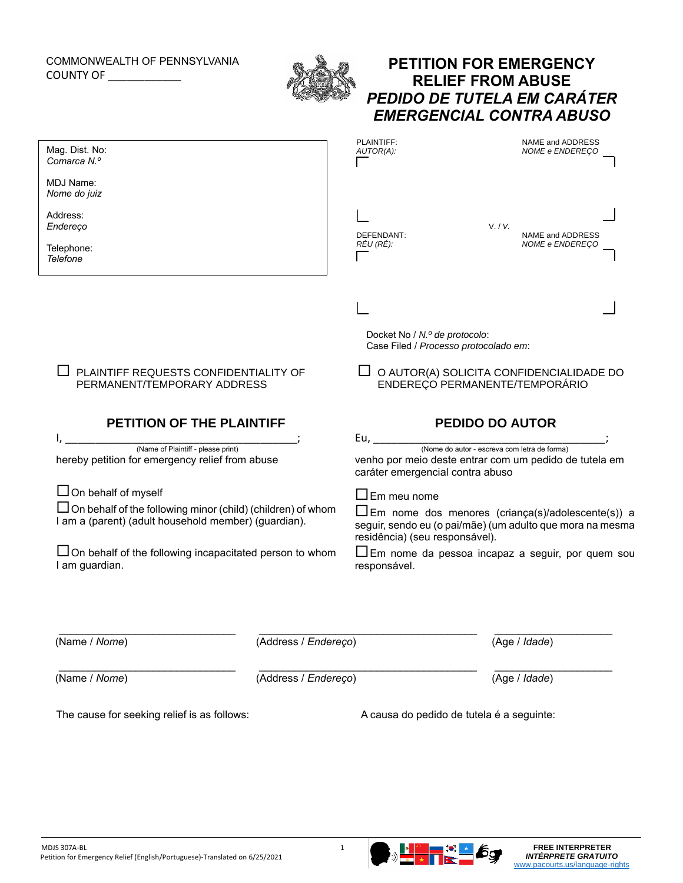COMMONWEALTH OF PENNSYLVANIA
COUNTY OF ____________

# PETITION FOR EMERGENCY RELIEF FROM ABUSE
# *PEDIDO DE TUTELA EM CARÁTER EMERGENCIAL CONTRA ABUSO*

Mag. Dist. No:
*Comarca N.º*

MDJ Name:
*Nome do juiz*

Address:
*Endereço*

Telephone:
*Telefone*

PLAINTIFF:
*AUTOR(A):*

NAME and ADDRESS
*NOME e ENDEREÇO*

V. / *V.*

DEFENDANT:
*RÉU (RÉ):*

NAME and ADDRESS
*NOME e ENDEREÇO*

Docket No / *N.º de protocolo*:
Case Filed / *Processo protocolado em*:

☐ PLAINTIFF REQUESTS CONFIDENTIALITY OF PERMANENT/TEMPORARY ADDRESS

☐ O AUTOR(A) SOLICITA CONFIDENCIALIDADE DO ENDEREÇO PERMANENTE/TEMPORÁRIO

## PETITION OF THE PLAINTIFF

I, ________________________________________;
(Name of Plaintiff - please print)
hereby petition for emergency relief from abuse

☐ On behalf of myself

☐ On behalf of the following minor (child) (children) of whom I am a (parent) (adult household member) (guardian).

☐ On behalf of the following incapacitated person to whom I am guardian.

## PEDIDO DO AUTOR

Eu, ________________________________________;
(Nome do autor - escreva com letra de forma)
venho por meio deste entrar com um pedido de tutela em caráter emergencial contra abuso

☐ Em meu nome

☐ Em nome dos menores (criança(s)/adolescente(s)) a seguir, sendo eu (o pai/mãe) (um adulto que mora na mesma residência) (seu responsável).

☐ Em nome da pessoa incapaz a seguir, por quem sou responsável.

| (Name / *Nome*) | (Address / *Endereço*) | (Age / *Idade*) |
| --- | --- | --- |
| _______________ | _______________ | _______________ |
| _______________ | _______________ | _______________ |

The cause for seeking relief is as follows:

A causa do pedido de tutela é a seguinte:

MDJS 307A-BL
Petition for Emergency Relief (English/Portuguese)-Translated on 6/25/2021

FREE INTERPRETER
*INTÉRPRETE GRATUITO*
www.pacourts.us/language-rights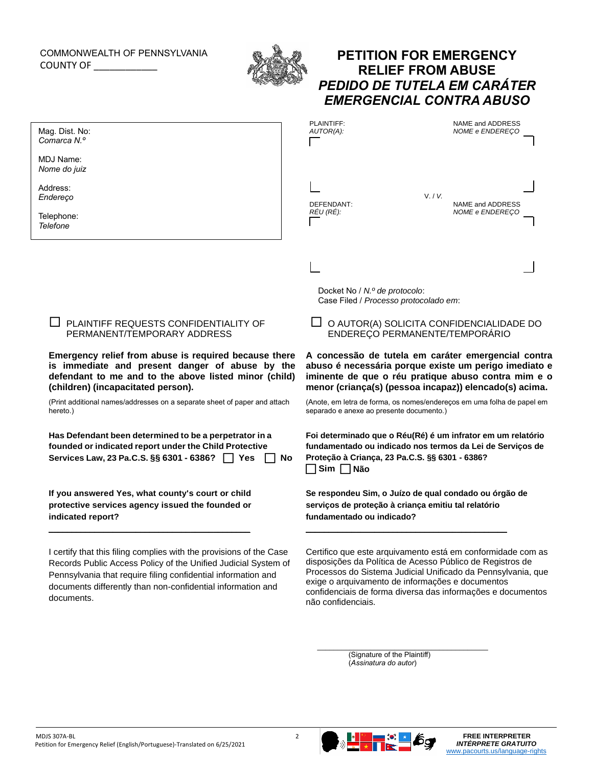COMMONWEALTH OF PENNSYLVANIA
COUNTY OF ____________

# PETITION FOR EMERGENCY RELIEF FROM ABUSE
# *PEDIDO DE TUTELA EM CARÁTER EMERGENCIAL CONTRA ABUSO*

Mag. Dist. No:
*Comarca N.º*

MDJ Name:
*Nome do juiz*

Address:
*Endereço*

Telephone:
*Telefone*

PLAINTIFF:
*AUTOR(A):*

NAME and ADDRESS
*NOME e ENDEREÇO*

V. / *V.*

DEFENDANT:
*RÉU (RÉ):*

NAME and ADDRESS
*NOME e ENDEREÇO*

Docket No / *N.º de protocolo*:
Case Filed / *Processo protocolado em*:

☐ PLAINTIFF REQUESTS CONFIDENTIALITY OF PERMANENT/TEMPORARY ADDRESS

☐ O AUTOR(A) SOLICITA CONFIDENCIALIDADE DO ENDEREÇO PERMANENTE/TEMPORÁRIO

**Emergency relief from abuse is required because there is immediate and present danger of abuse by the defendant to me and to the above listed minor (child) (children) (incapacitated person).**

(Print additional names/addresses on a separate sheet of paper and attach hereto.)

**A concessão de tutela em caráter emergencial contra abuso é necessária porque existe um perigo imediato e iminente de que o réu pratique abuso contra mim e o menor (criança(s) (pessoa incapaz)) elencado(s) acima.**

(Anote, em letra de forma, os nomes/endereços em uma folha de papel em separado e anexe ao presente documento.)

**Has Defendant been determined to be a perpetrator in a founded or indicated report under the Child Protective Services Law, 23 Pa.C.S. §§ 6301 - 6386?** ☐ **Yes** ☐ **No**

**Foi determinado que o Réu(Ré) é um infrator em um relatório fundamentado ou indicado nos termos da Lei de Serviços de Proteção à Criança, 23 Pa.C.S. §§ 6301 - 6386?**
☐ **Sim** ☐ **Não**

**If you answered Yes, what county's court or child protective services agency issued the founded or indicated report?**

_______________________________________

**Se respondeu Sim, o Juízo de qual condado ou órgão de serviços de proteção à criança emitiu tal relatório fundamentado ou indicado?**

_______________________________________

I certify that this filing complies with the provisions of the Case Records Public Access Policy of the Unified Judicial System of Pennsylvania that require filing confidential information and documents differently than non-confidential information and documents.

Certifico que este arquivamento está em conformidade com as disposições da Política de Acesso Público de Registros de Processos do Sistema Judicial Unificado da Pennsylvania, que exige o arquivamento de informações e documentos confidenciais de forma diversa das informações e documentos não confidenciais.

_______________________________________
(Signature of the Plaintiff)
(*Assinatura do autor*)

MDJS 307A-BL
Petition for Emergency Relief (English/Portuguese)-Translated on 6/25/2021

**FREE INTERPRETER**
***INTÉRPRETE GRATUITO***
www.pacourts.us/language-rights